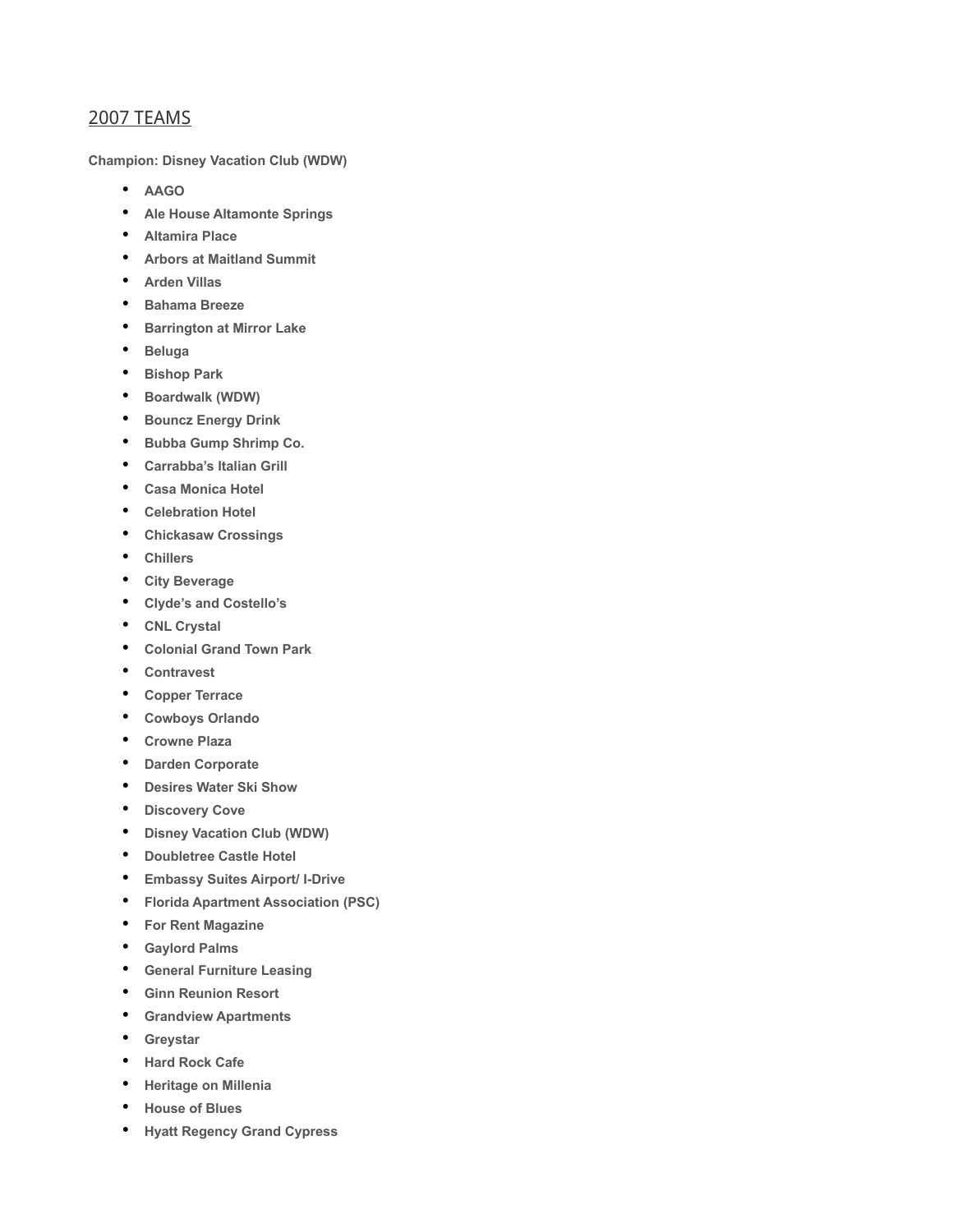## 2007 TEAMS

**Champion: Disney Vacation Club (WDW)**

- **AAGO**
- **Ale House Altamonte Springs**
- **Altamira Place**
- **Arbors at Maitland Summit**
- **Arden Villas**
- **Bahama Breeze**
- **Barrington at Mirror Lake**
- **Beluga**
- **Bishop Park**
- **Boardwalk (WDW)**
- **Bouncz Energy Drink**
- **Bubba Gump Shrimp Co.**
- **Carrabba's Italian Grill**
- **Casa Monica Hotel**
- **Celebration Hotel**
- **Chickasaw Crossings**
- **Chillers**
- **City Beverage**
- **Clyde's and Costello's**
- **CNL Crystal**
- **Colonial Grand Town Park**
- **Contravest**
- **Copper Terrace**
- **Cowboys Orlando**
- **Crowne Plaza**
- **Darden Corporate**
- **Desires Water Ski Show**
- **Discovery Cove**
- **Disney Vacation Club (WDW)**
- **Doubletree Castle Hotel**
- **Embassy Suites Airport/ I-Drive**
- **Florida Apartment Association (PSC)**
- **For Rent Magazine**
- **Gaylord Palms**
- **General Furniture Leasing**
- **Ginn Reunion Resort**
- **Grandview Apartments**
- **Greystar**
- **Hard Rock Cafe**
- **Heritage on Millenia**
- **House of Blues**
- **Hyatt Regency Grand Cypress**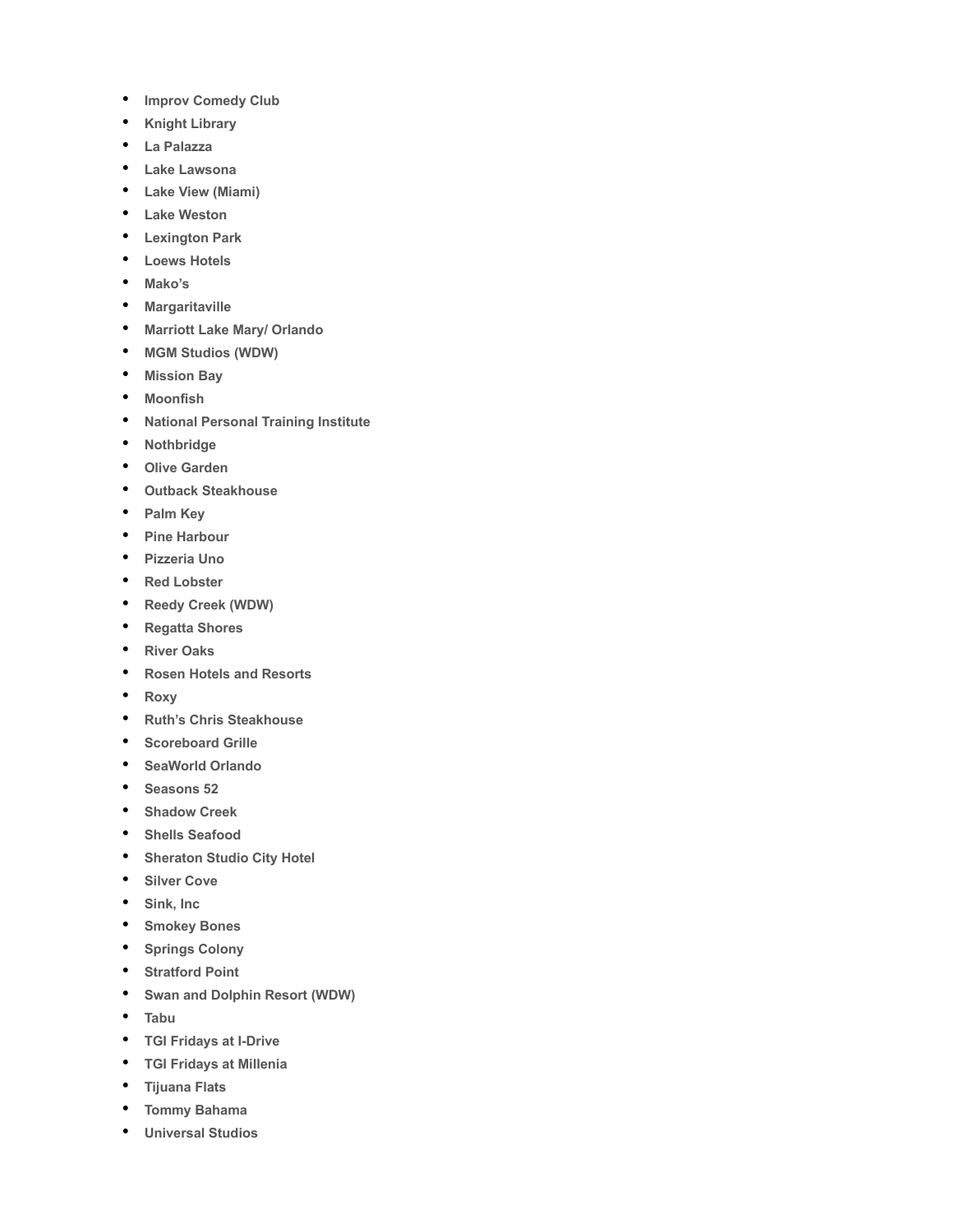- **Improv Comedy Club**
- **Knight Library**
- **La Palazza**
- **Lake Lawsona**
- **Lake View (Miami)**
- **Lake Weston**
- **Lexington Park**
- **Loews Hotels**
- **Mako's**
- **Margaritaville**
- **Marriott Lake Mary/ Orlando**
- **MGM Studios (WDW)**
- **Mission Bay**
- **Moonfish**
- **National Personal Training Institute**
- **Nothbridge**
- **Olive Garden**
- **Outback Steakhouse**
- **Palm Key**
- **Pine Harbour**
- **Pizzeria Uno**
- **Red Lobster**
- **Reedy Creek (WDW)**
- **Regatta Shores**
- **River Oaks**
- **Rosen Hotels and Resorts**
- **Roxy**
- **Ruth's Chris Steakhouse**
- **Scoreboard Grille**
- **SeaWorld Orlando**
- **Seasons 52**
- **Shadow Creek**
- **Shells Seafood**
- **Sheraton Studio City Hotel**
- **Silver Cove**
- **Sink, Inc**
- **Smokey Bones**
- **Springs Colony**
- **Stratford Point**
- **Swan and Dolphin Resort (WDW)**
- **Tabu**
- **TGI Fridays at I-Drive**
- **TGI Fridays at Millenia**
- **Tijuana Flats**
- **Tommy Bahama**
- **Universal Studios**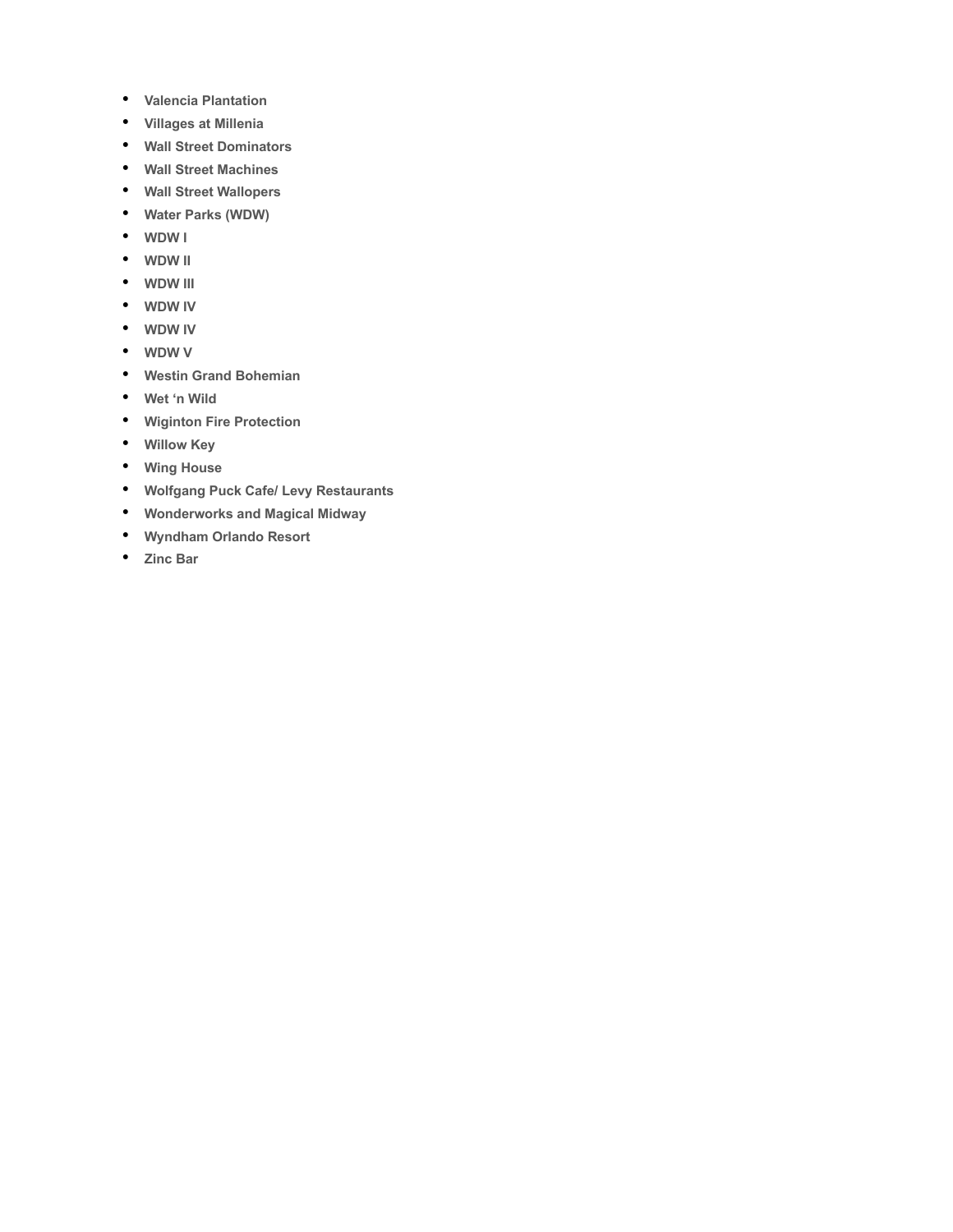- **Valencia Plantation**
- **Villages at Millenia**
- **Wall Street Dominators**
- **Wall Street Machines**
- **Wall Street Wallopers**
- **Water Parks (WDW)**
- **WDW I**
- **WDW II**
- **WDW III**
- **WDW IV**
- **WDW IV**
- **WDW V**
- **Westin Grand Bohemian**
- **Wet 'n Wild**
- **Wiginton Fire Protection**
- **Willow Key**
- **Wing House**
- **Wolfgang Puck Cafe/ Levy Restaurants**
- **Wonderworks and Magical Midway**
- **Wyndham Orlando Resort**
- **Zinc Bar**